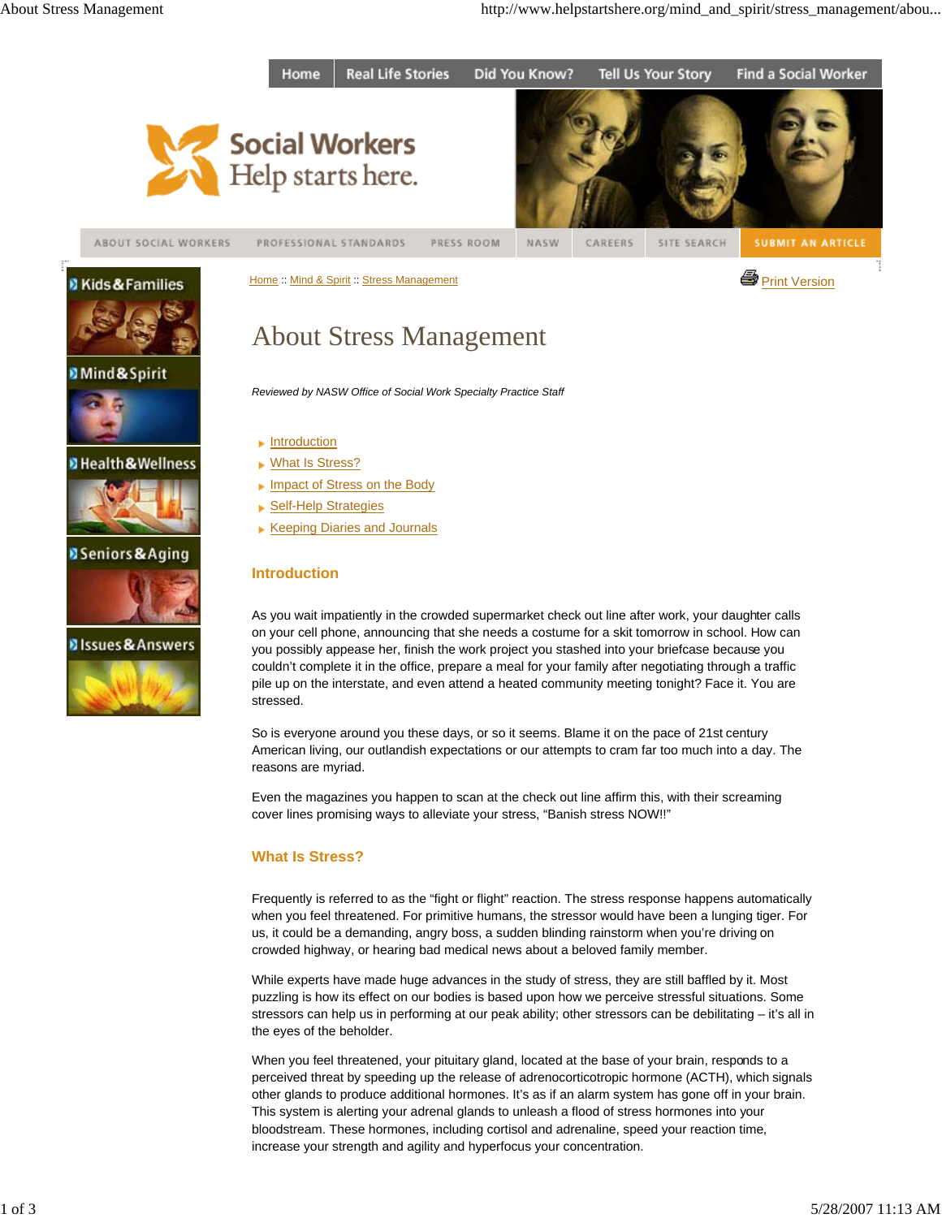Home | Real Life Stories | Did You Know? | Tell Us Your Story | Find a Social Worker

Social Workers
Help starts here.

ABOUT SOCIAL WORKERS | PROFESSIONAL STANDARDS | PRESS ROOM | NASW | CAREERS | SITE SEARCH | SUBMIT AN ARTICLE

Kids & Families
Mind & Spirit
Health & Wellness
Seniors & Aging
Issues & Answers

Home :: Mind & Spirit :: Stress Management

Print Version

# About Stress Management

*Reviewed by NASW Office of Social Work Specialty Practice Staff*

- Introduction
- What Is Stress?
- Impact of Stress on the Body
- Self-Help Strategies
- Keeping Diaries and Journals

## Introduction

As you wait impatiently in the crowded supermarket check out line after work, your daughter calls on your cell phone, announcing that she needs a costume for a skit tomorrow in school. How can you possibly appease her, finish the work project you stashed into your briefcase because you couldn't complete it in the office, prepare a meal for your family after negotiating through a traffic pile up on the interstate, and even attend a heated community meeting tonight? Face it. You are stressed.

So is everyone around you these days, or so it seems. Blame it on the pace of 21st century American living, our outlandish expectations or our attempts to cram far too much into a day. The reasons are myriad.

Even the magazines you happen to scan at the check out line affirm this, with their screaming cover lines promising ways to alleviate your stress, "Banish stress NOW!!"

## What Is Stress?

Frequently is referred to as the "fight or flight" reaction. The stress response happens automatically when you feel threatened. For primitive humans, the stressor would have been a lunging tiger. For us, it could be a demanding, angry boss, a sudden blinding rainstorm when you're driving on crowded highway, or hearing bad medical news about a beloved family member.

While experts have made huge advances in the study of stress, they are still baffled by it. Most puzzling is how its effect on our bodies is based upon how we perceive stressful situations. Some stressors can help us in performing at our peak ability; other stressors can be debilitating – it's all in the eyes of the beholder.

When you feel threatened, your pituitary gland, located at the base of your brain, responds to a perceived threat by speeding up the release of adrenocorticotropic hormone (ACTH), which signals other glands to produce additional hormones. It's as if an alarm system has gone off in your brain. This system is alerting your adrenal glands to unleash a flood of stress hormones into your bloodstream. These hormones, including cortisol and adrenaline, speed your reaction time, increase your strength and agility and hyperfocus your concentration.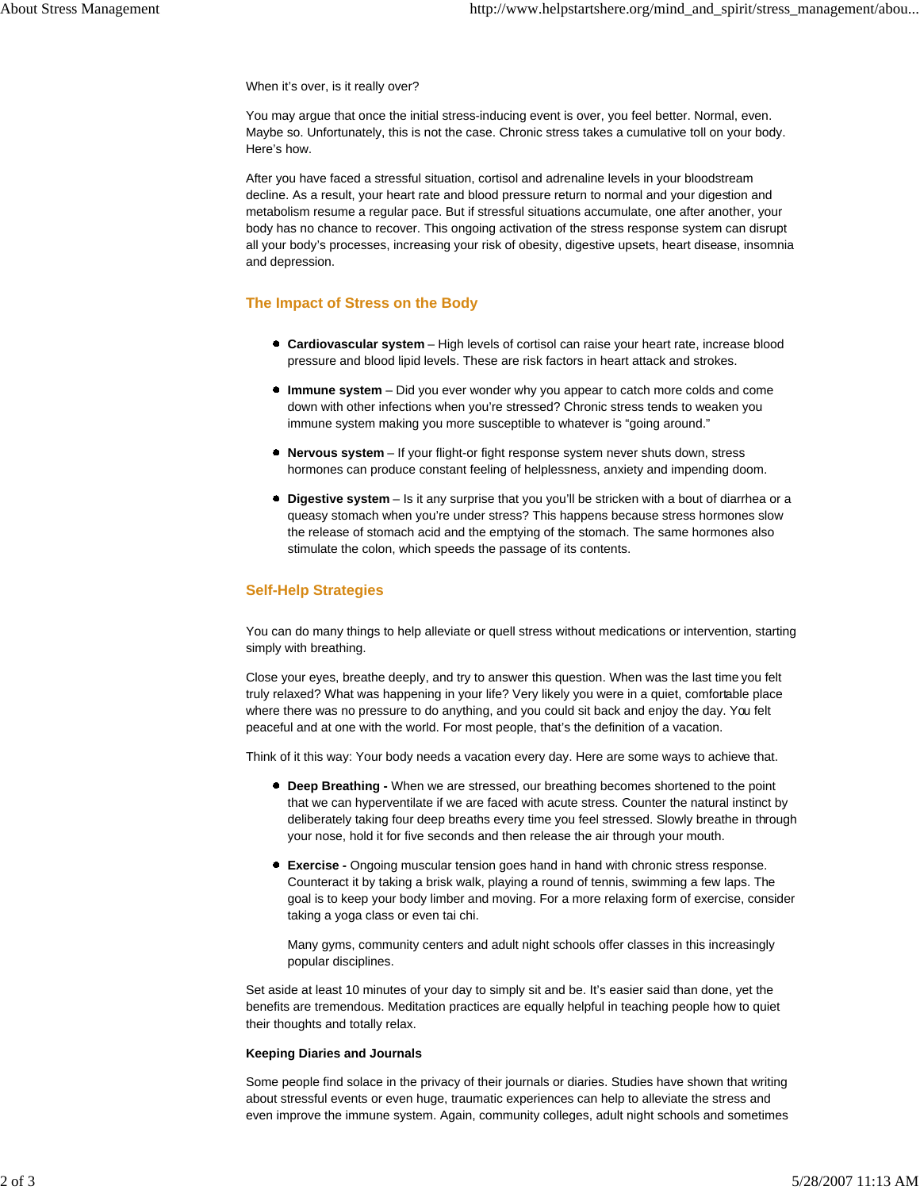When it's over, is it really over?

You may argue that once the initial stress-inducing event is over, you feel better. Normal, even. Maybe so. Unfortunately, this is not the case. Chronic stress takes a cumulative toll on your body. Here's how.

After you have faced a stressful situation, cortisol and adrenaline levels in your bloodstream decline. As a result, your heart rate and blood pressure return to normal and your digestion and metabolism resume a regular pace. But if stressful situations accumulate, one after another, your body has no chance to recover. This ongoing activation of the stress response system can disrupt all your body's processes, increasing your risk of obesity, digestive upsets, heart disease, insomnia and depression.

## The Impact of Stress on the Body

- **Cardiovascular system** – High levels of cortisol can raise your heart rate, increase blood pressure and blood lipid levels. These are risk factors in heart attack and strokes.
- **Immune system** – Did you ever wonder why you appear to catch more colds and come down with other infections when you're stressed? Chronic stress tends to weaken you immune system making you more susceptible to whatever is "going around."
- **Nervous system** – If your flight-or fight response system never shuts down, stress hormones can produce constant feeling of helplessness, anxiety and impending doom.
- **Digestive system** – Is it any surprise that you'll be stricken with a bout of diarrhea or a queasy stomach when you're under stress? This happens because stress hormones slow the release of stomach acid and the emptying of the stomach. The same hormones also stimulate the colon, which speeds the passage of its contents.

## Self-Help Strategies

You can do many things to help alleviate or quell stress without medications or intervention, starting simply with breathing.

Close your eyes, breathe deeply, and try to answer this question. When was the last time you felt truly relaxed? What was happening in your life? Very likely you were in a quiet, comfortable place where there was no pressure to do anything, and you could sit back and enjoy the day. You felt peaceful and at one with the world. For most people, that's the definition of a vacation.

Think of it this way: Your body needs a vacation every day. Here are some ways to achieve that.

- **Deep Breathing -** When we are stressed, our breathing becomes shortened to the point that we can hyperventilate if we are faced with acute stress. Counter the natural instinct by deliberately taking four deep breaths every time you feel stressed. Slowly breathe in through your nose, hold it for five seconds and then release the air through your mouth.
- **Exercise -** Ongoing muscular tension goes hand in hand with chronic stress response. Counteract it by taking a brisk walk, playing a round of tennis, swimming a few laps. The goal is to keep your body limber and moving. For a more relaxing form of exercise, consider taking a yoga class or even tai chi.

  Many gyms, community centers and adult night schools offer classes in this increasingly popular disciplines.

Set aside at least 10 minutes of your day to simply sit and be. It's easier said than done, yet the benefits are tremendous. Meditation practices are equally helpful in teaching people how to quiet their thoughts and totally relax.

**Keeping Diaries and Journals**

Some people find solace in the privacy of their journals or diaries. Studies have shown that writing about stressful events or even huge, traumatic experiences can help to alleviate the stress and even improve the immune system. Again, community colleges, adult night schools and sometimes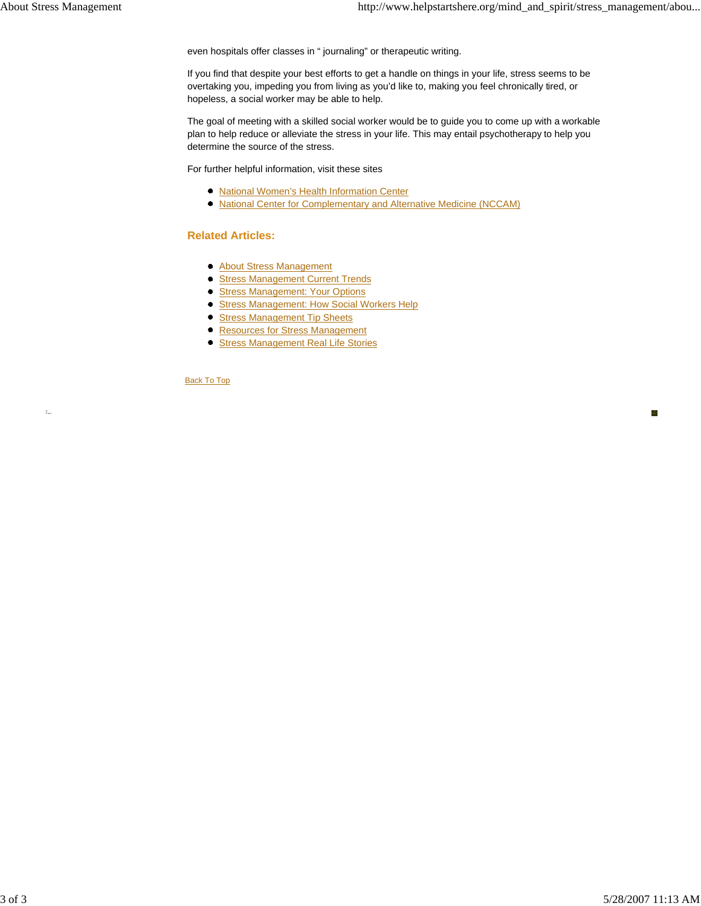even hospitals offer classes in “ journaling” or therapeutic writing.

If you find that despite your best efforts to get a handle on things in your life, stress seems to be overtaking you, impeding you from living as you’d like to, making you feel chronically tired, or hopeless, a social worker may be able to help.

The goal of meeting with a skilled social worker would be to guide you to come up with a workable plan to help reduce or alleviate the stress in your life. This may entail psychotherapy to help you determine the source of the stress.

For further helpful information, visit these sites

- National Women’s Health Information Center
- National Center for Complementary and Alternative Medicine (NCCAM)

### Related Articles:

- About Stress Management
- Stress Management Current Trends
- Stress Management: Your Options
- Stress Management: How Social Workers Help
- Stress Management Tip Sheets
- Resources for Stress Management
- Stress Management Real Life Stories

Back To Top